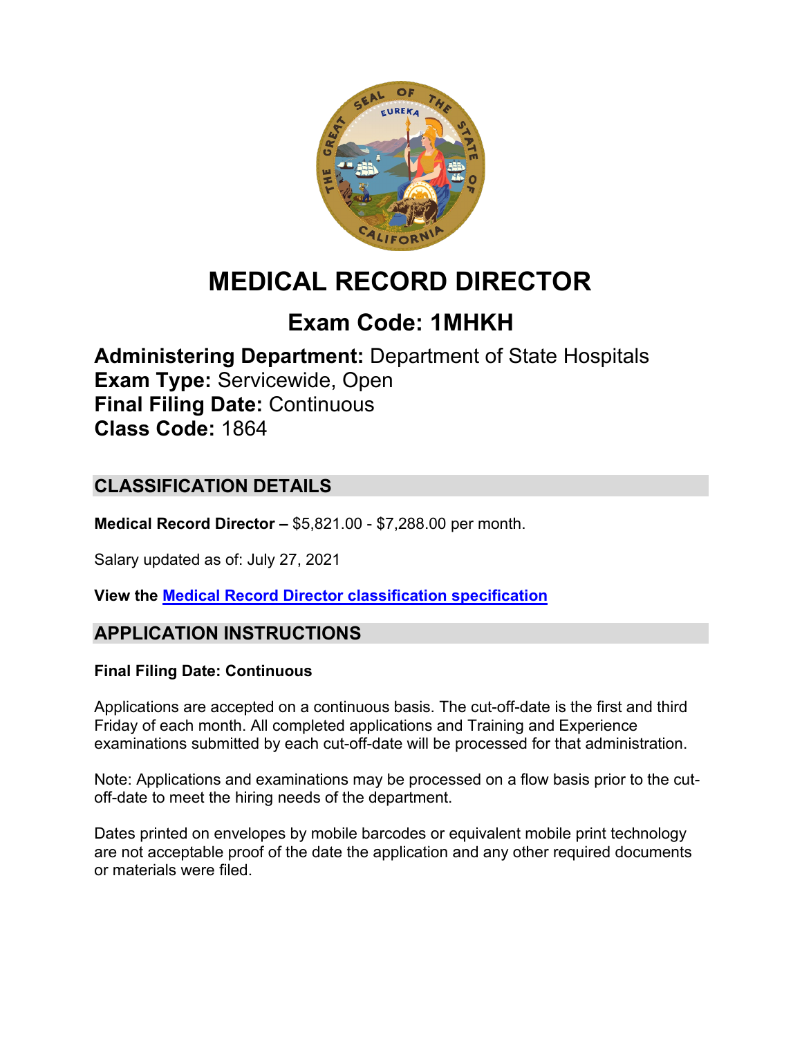# MEDICAL RECORD DIRECTOR

## Exam Code: 1MHKH

**Administering Department:** Department of State Hospitals
**Exam Type:** Servicewide, Open
**Final Filing Date:** Continuous
**Class Code:** 1864

## CLASSIFICATION DETAILS

**Medical Record Director –** $5,821.00 - $7,288.00 per month.

Salary updated as of: July 27, 2021

**View the Medical Record Director classification specification**

## APPLICATION INSTRUCTIONS

**Final Filing Date: Continuous**

Applications are accepted on a continuous basis. The cut-off-date is the first and third Friday of each month. All completed applications and Training and Experience examinations submitted by each cut-off-date will be processed for that administration.

Note: Applications and examinations may be processed on a flow basis prior to the cut-off-date to meet the hiring needs of the department.

Dates printed on envelopes by mobile barcodes or equivalent mobile print technology are not acceptable proof of the date the application and any other required documents or materials were filed.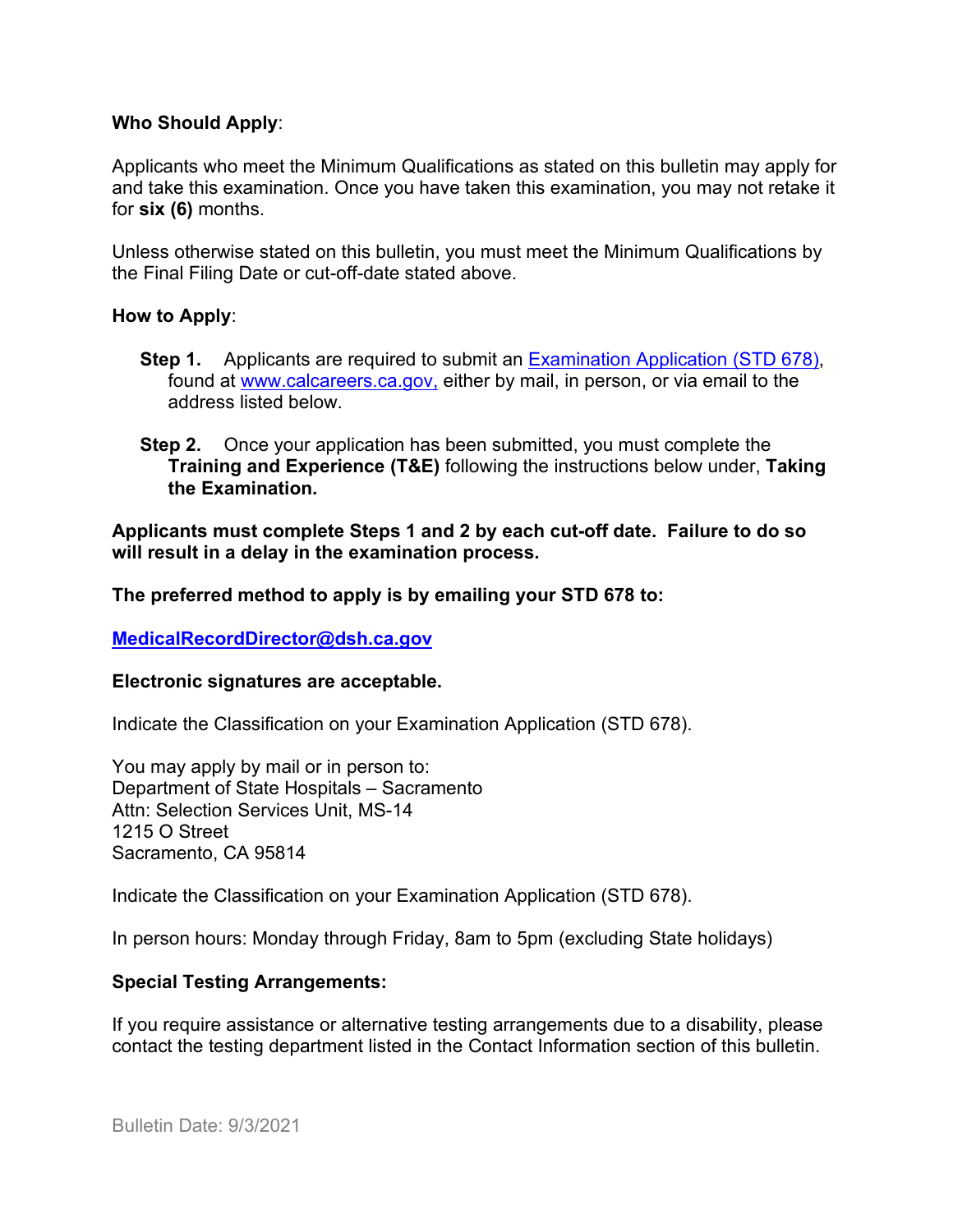**Who Should Apply**:

Applicants who meet the Minimum Qualifications as stated on this bulletin may apply for and take this examination. Once you have taken this examination, you may not retake it for **six (6)** months.

Unless otherwise stated on this bulletin, you must meet the Minimum Qualifications by the Final Filing Date or cut-off-date stated above.

**How to Apply**:

**Step 1.** Applicants are required to submit an [Examination Application (STD 678)](), found at [www.calcareers.ca.gov,]() either by mail, in person, or via email to the address listed below.

**Step 2.** Once your application has been submitted, you must complete the **Training and Experience (T&E)** following the instructions below under, **Taking the Examination.**

**Applicants must complete Steps 1 and 2 by each cut-off date. Failure to do so will result in a delay in the examination process.**

**The preferred method to apply is by emailing your STD 678 to:**

**[MedicalRecordDirector@dsh.ca.gov]()**

**Electronic signatures are acceptable.**

Indicate the Classification on your Examination Application (STD 678).

You may apply by mail or in person to:
Department of State Hospitals – Sacramento
Attn: Selection Services Unit, MS-14
1215 O Street
Sacramento, CA 95814

Indicate the Classification on your Examination Application (STD 678).

In person hours: Monday through Friday, 8am to 5pm (excluding State holidays)

**Special Testing Arrangements:**

If you require assistance or alternative testing arrangements due to a disability, please contact the testing department listed in the Contact Information section of this bulletin.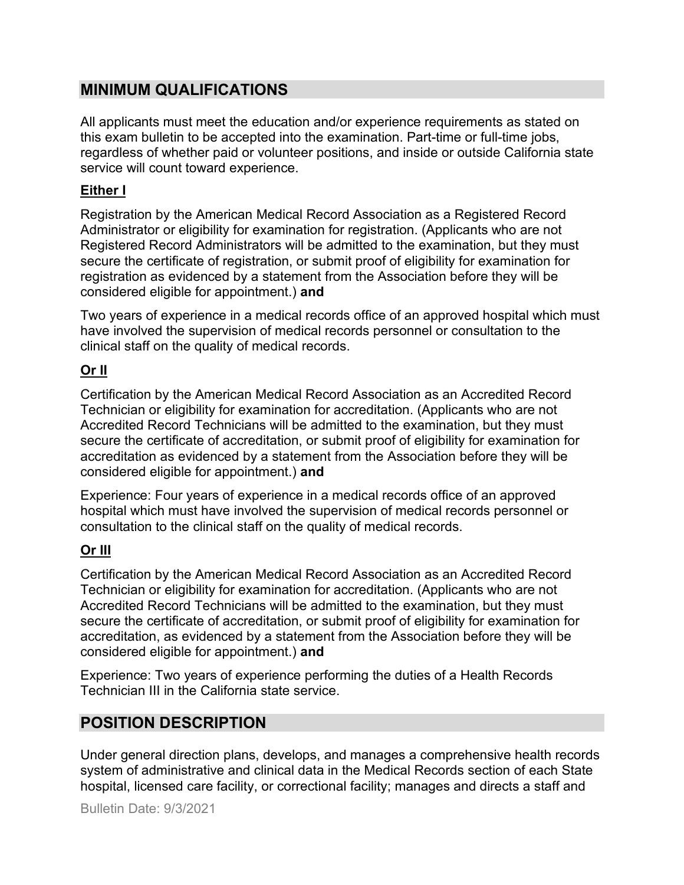## MINIMUM QUALIFICATIONS

All applicants must meet the education and/or experience requirements as stated on this exam bulletin to be accepted into the examination. Part-time or full-time jobs, regardless of whether paid or volunteer positions, and inside or outside California state service will count toward experience.

**Either I**

Registration by the American Medical Record Association as a Registered Record Administrator or eligibility for examination for registration. (Applicants who are not Registered Record Administrators will be admitted to the examination, but they must secure the certificate of registration, or submit proof of eligibility for examination for registration as evidenced by a statement from the Association before they will be considered eligible for appointment.) **and**

Two years of experience in a medical records office of an approved hospital which must have involved the supervision of medical records personnel or consultation to the clinical staff on the quality of medical records.

**Or II**

Certification by the American Medical Record Association as an Accredited Record Technician or eligibility for examination for accreditation. (Applicants who are not Accredited Record Technicians will be admitted to the examination, but they must secure the certificate of accreditation, or submit proof of eligibility for examination for accreditation as evidenced by a statement from the Association before they will be considered eligible for appointment.) **and**

Experience: Four years of experience in a medical records office of an approved hospital which must have involved the supervision of medical records personnel or consultation to the clinical staff on the quality of medical records.

**Or III**

Certification by the American Medical Record Association as an Accredited Record Technician or eligibility for examination for accreditation. (Applicants who are not Accredited Record Technicians will be admitted to the examination, but they must secure the certificate of accreditation, or submit proof of eligibility for examination for accreditation, as evidenced by a statement from the Association before they will be considered eligible for appointment.) **and**

Experience: Two years of experience performing the duties of a Health Records Technician III in the California state service.

## POSITION DESCRIPTION

Under general direction plans, develops, and manages a comprehensive health records system of administrative and clinical data in the Medical Records section of each State hospital, licensed care facility, or correctional facility; manages and directs a staff and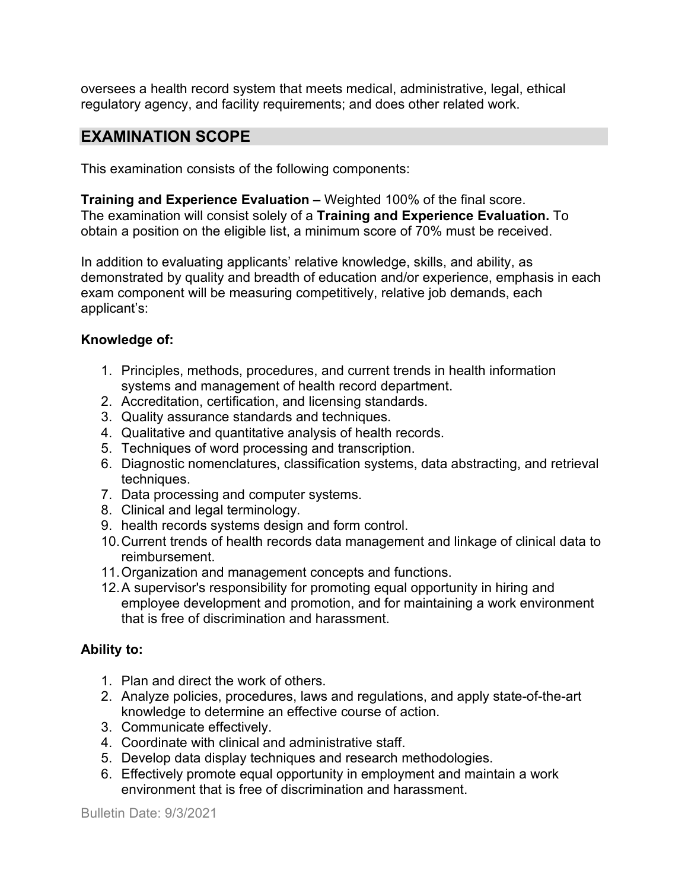oversees a health record system that meets medical, administrative, legal, ethical regulatory agency, and facility requirements; and does other related work.

## EXAMINATION SCOPE

This examination consists of the following components:

**Training and Experience Evaluation –** Weighted 100% of the final score.
The examination will consist solely of a **Training and Experience Evaluation.** To obtain a position on the eligible list, a minimum score of 70% must be received.

In addition to evaluating applicants' relative knowledge, skills, and ability, as demonstrated by quality and breadth of education and/or experience, emphasis in each exam component will be measuring competitively, relative job demands, each applicant's:

**Knowledge of:**

1. Principles, methods, procedures, and current trends in health information systems and management of health record department.
2. Accreditation, certification, and licensing standards.
3. Quality assurance standards and techniques.
4. Qualitative and quantitative analysis of health records.
5. Techniques of word processing and transcription.
6. Diagnostic nomenclatures, classification systems, data abstracting, and retrieval techniques.
7. Data processing and computer systems.
8. Clinical and legal terminology.
9. health records systems design and form control.
10. Current trends of health records data management and linkage of clinical data to reimbursement.
11. Organization and management concepts and functions.
12. A supervisor's responsibility for promoting equal opportunity in hiring and employee development and promotion, and for maintaining a work environment that is free of discrimination and harassment.

**Ability to:**

1. Plan and direct the work of others.
2. Analyze policies, procedures, laws and regulations, and apply state-of-the-art knowledge to determine an effective course of action.
3. Communicate effectively.
4. Coordinate with clinical and administrative staff.
5. Develop data display techniques and research methodologies.
6. Effectively promote equal opportunity in employment and maintain a work environment that is free of discrimination and harassment.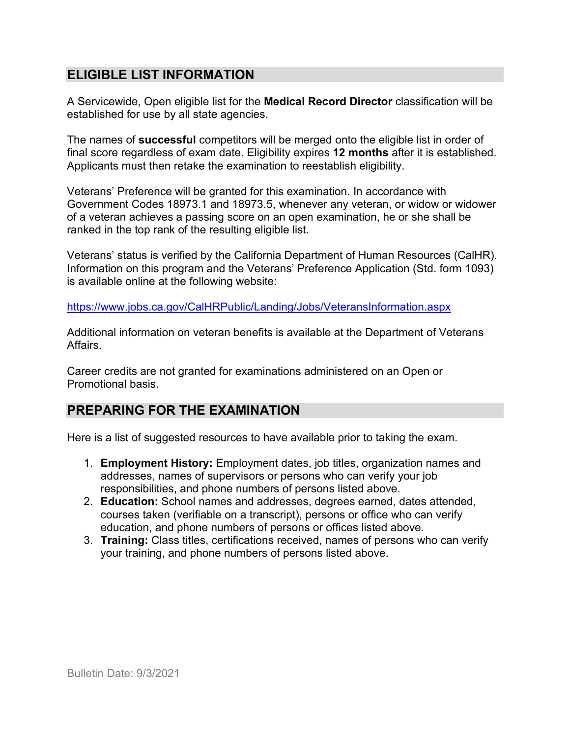## ELIGIBLE LIST INFORMATION

A Servicewide, Open eligible list for the **Medical Record Director** classification will be established for use by all state agencies.

The names of **successful** competitors will be merged onto the eligible list in order of final score regardless of exam date. Eligibility expires **12 months** after it is established. Applicants must then retake the examination to reestablish eligibility.

Veterans' Preference will be granted for this examination. In accordance with Government Codes 18973.1 and 18973.5, whenever any veteran, or widow or widower of a veteran achieves a passing score on an open examination, he or she shall be ranked in the top rank of the resulting eligible list.

Veterans' status is verified by the California Department of Human Resources (CalHR). Information on this program and the Veterans' Preference Application (Std. form 1093) is available online at the following website:

https://www.jobs.ca.gov/CalHRPublic/Landing/Jobs/VeteransInformation.aspx

Additional information on veteran benefits is available at the Department of Veterans Affairs.

Career credits are not granted for examinations administered on an Open or Promotional basis.

## PREPARING FOR THE EXAMINATION

Here is a list of suggested resources to have available prior to taking the exam.

1. **Employment History:** Employment dates, job titles, organization names and addresses, names of supervisors or persons who can verify your job responsibilities, and phone numbers of persons listed above.
2. **Education:** School names and addresses, degrees earned, dates attended, courses taken (verifiable on a transcript), persons or office who can verify education, and phone numbers of persons or offices listed above.
3. **Training:** Class titles, certifications received, names of persons who can verify your training, and phone numbers of persons listed above.

Bulletin Date: 9/3/2021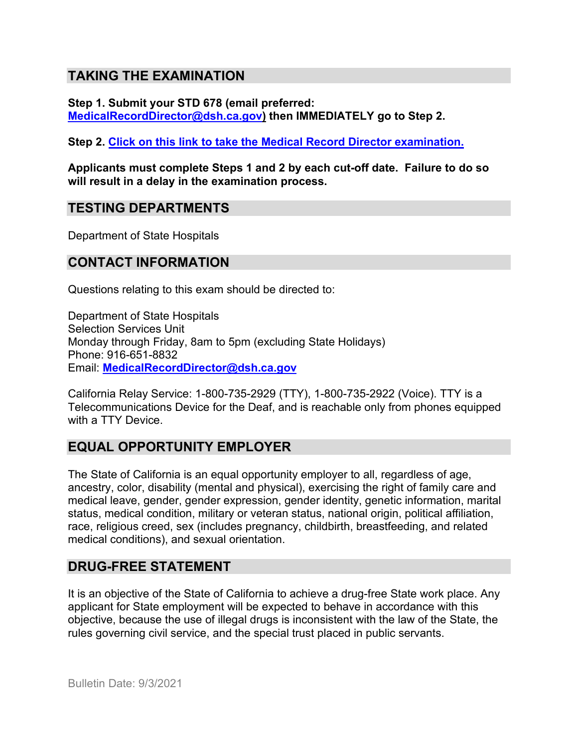## TAKING THE EXAMINATION

**Step 1. Submit your STD 678 (email preferred: MedicalRecordDirector@dsh.ca.gov) then IMMEDIATELY go to Step 2.**

**Step 2. Click on this link to take the Medical Record Director examination.**

**Applicants must complete Steps 1 and 2 by each cut-off date. Failure to do so will result in a delay in the examination process.**

## TESTING DEPARTMENTS

Department of State Hospitals

## CONTACT INFORMATION

Questions relating to this exam should be directed to:

Department of State Hospitals
Selection Services Unit
Monday through Friday, 8am to 5pm (excluding State Holidays)
Phone: 916-651-8832
Email: **MedicalRecordDirector@dsh.ca.gov**

California Relay Service: 1-800-735-2929 (TTY), 1-800-735-2922 (Voice). TTY is a Telecommunications Device for the Deaf, and is reachable only from phones equipped with a TTY Device.

## EQUAL OPPORTUNITY EMPLOYER

The State of California is an equal opportunity employer to all, regardless of age, ancestry, color, disability (mental and physical), exercising the right of family care and medical leave, gender, gender expression, gender identity, genetic information, marital status, medical condition, military or veteran status, national origin, political affiliation, race, religious creed, sex (includes pregnancy, childbirth, breastfeeding, and related medical conditions), and sexual orientation.

## DRUG-FREE STATEMENT

It is an objective of the State of California to achieve a drug-free State work place. Any applicant for State employment will be expected to behave in accordance with this objective, because the use of illegal drugs is inconsistent with the law of the State, the rules governing civil service, and the special trust placed in public servants.

Bulletin Date: 9/3/2021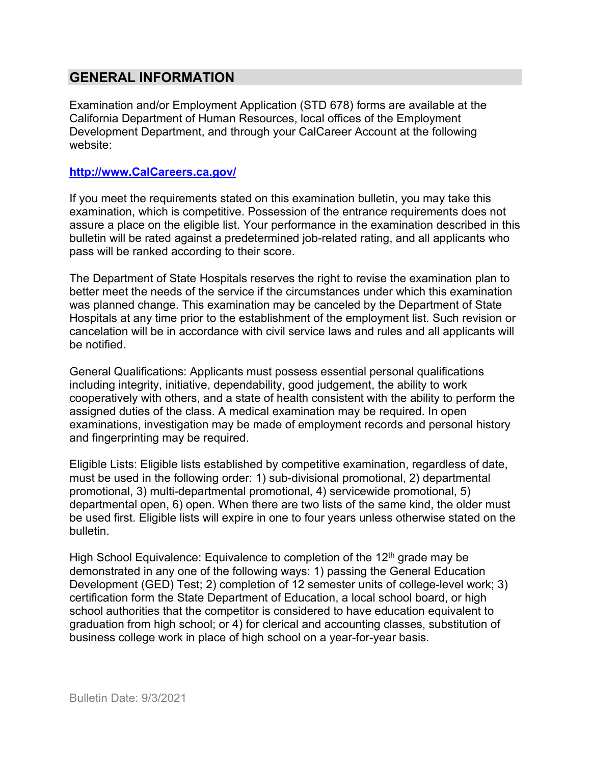## GENERAL INFORMATION

Examination and/or Employment Application (STD 678) forms are available at the California Department of Human Resources, local offices of the Employment Development Department, and through your CalCareer Account at the following website:

**http://www.CalCareers.ca.gov/**

If you meet the requirements stated on this examination bulletin, you may take this examination, which is competitive. Possession of the entrance requirements does not assure a place on the eligible list. Your performance in the examination described in this bulletin will be rated against a predetermined job-related rating, and all applicants who pass will be ranked according to their score.

The Department of State Hospitals reserves the right to revise the examination plan to better meet the needs of the service if the circumstances under which this examination was planned change. This examination may be canceled by the Department of State Hospitals at any time prior to the establishment of the employment list. Such revision or cancelation will be in accordance with civil service laws and rules and all applicants will be notified.

General Qualifications: Applicants must possess essential personal qualifications including integrity, initiative, dependability, good judgement, the ability to work cooperatively with others, and a state of health consistent with the ability to perform the assigned duties of the class. A medical examination may be required. In open examinations, investigation may be made of employment records and personal history and fingerprinting may be required.

Eligible Lists: Eligible lists established by competitive examination, regardless of date, must be used in the following order: 1) sub-divisional promotional, 2) departmental promotional, 3) multi-departmental promotional, 4) servicewide promotional, 5) departmental open, 6) open. When there are two lists of the same kind, the older must be used first. Eligible lists will expire in one to four years unless otherwise stated on the bulletin.

High School Equivalence: Equivalence to completion of the 12th grade may be demonstrated in any one of the following ways: 1) passing the General Education Development (GED) Test; 2) completion of 12 semester units of college-level work; 3) certification form the State Department of Education, a local school board, or high school authorities that the competitor is considered to have education equivalent to graduation from high school; or 4) for clerical and accounting classes, substitution of business college work in place of high school on a year-for-year basis.

Bulletin Date: 9/3/2021